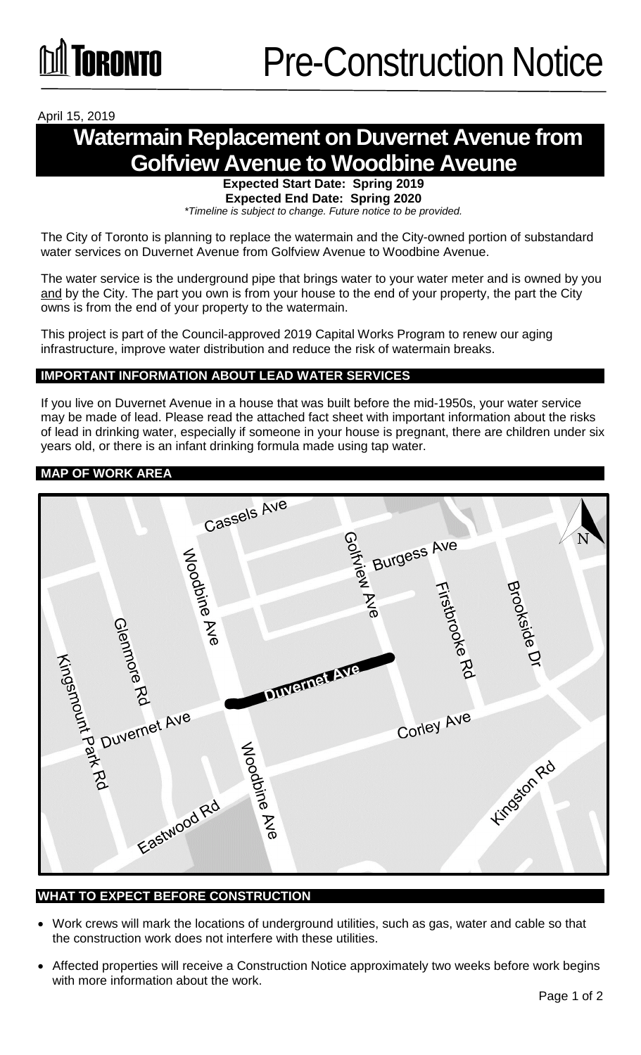# Pre-Construction Notice

April 15, 2019

# Watermain Replacement on Duvernet Avenue from Golfview Avenue to Woodbine Aveune

**Expected Start Date: Spring 2019**
**Expected End Date: Spring 2020**
*\*Timeline is subject to change. Future notice to be provided.*

The City of Toronto is planning to replace the watermain and the City-owned portion of substandard water services on Duvernet Avenue from Golfview Avenue to Woodbine Avenue.

The water service is the underground pipe that brings water to your water meter and is owned by you and by the City. The part you own is from your house to the end of your property, the part the City owns is from the end of your property to the watermain.

This project is part of the Council-approved 2019 Capital Works Program to renew our aging infrastructure, improve water distribution and reduce the risk of watermain breaks.

## IMPORTANT INFORMATION ABOUT LEAD WATER SERVICES

If you live on Duvernet Avenue in a house that was built before the mid-1950s, your water service may be made of lead. Please read the attached fact sheet with important information about the risks of lead in drinking water, especially if someone in your house is pregnant, there are children under six years old, or there is an infant drinking formula made using tap water.

## MAP OF WORK AREA

Cassels Ave, Golfview Ave, Burgess Ave, Woodbine Ave, Firstbrooke Rd, Brookside Dr, Glenmore Rd, Kingsmount Park Rd, Duvernet Ave, Corley Ave, Eastwood Rd, Kingston Rd, N

## WHAT TO EXPECT BEFORE CONSTRUCTION

- Work crews will mark the locations of underground utilities, such as gas, water and cable so that the construction work does not interfere with these utilities.
- Affected properties will receive a Construction Notice approximately two weeks before work begins with more information about the work.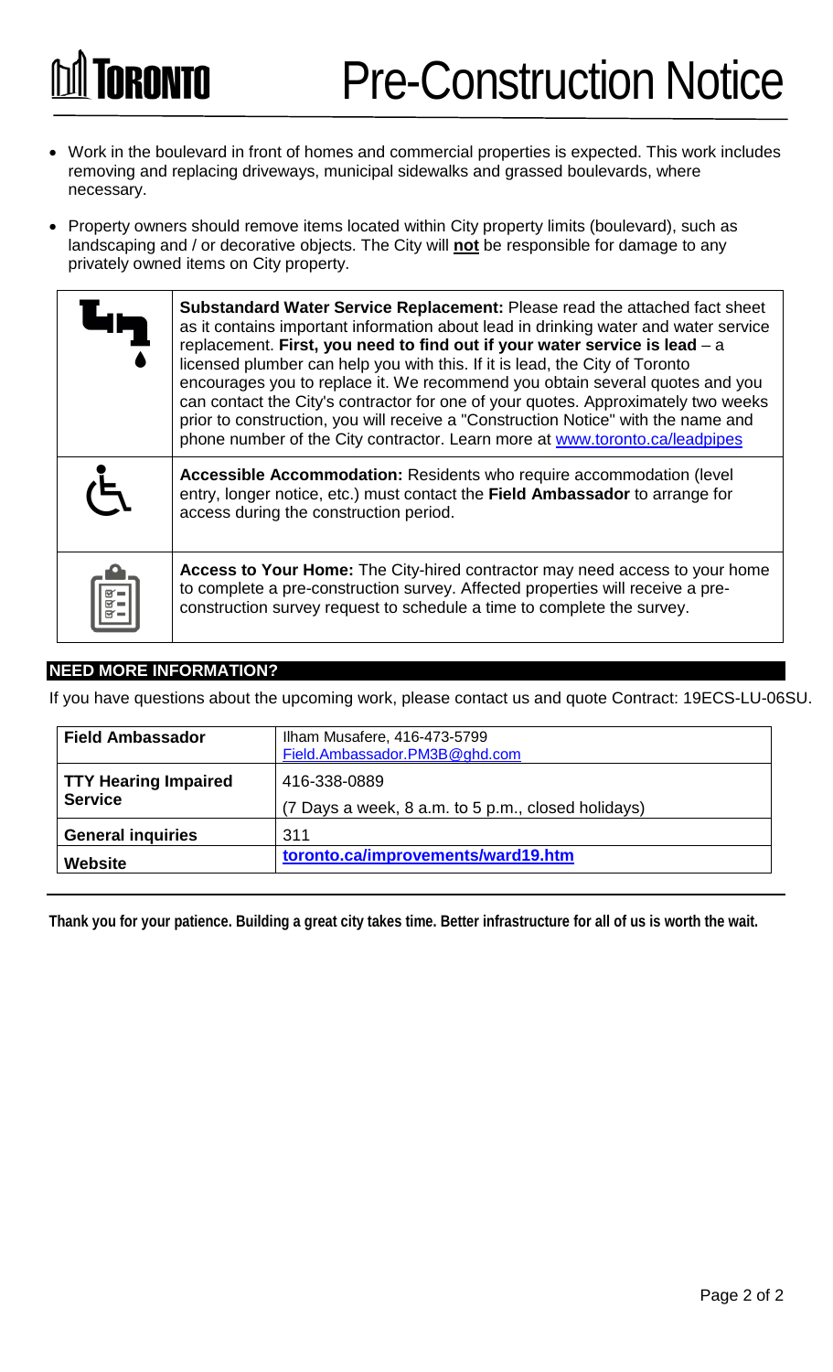# TORONTO Pre-Construction Notice

- Work in the boulevard in front of homes and commercial properties is expected. This work includes removing and replacing driveways, municipal sidewalks and grassed boulevards, where necessary.
- Property owners should remove items located within City property limits (boulevard), such as landscaping and / or decorative objects. The City will **not** be responsible for damage to any privately owned items on City property.

| | |
|---|---|
| | **Substandard Water Service Replacement:** Please read the attached fact sheet as it contains important information about lead in drinking water and water service replacement. **First, you need to find out if your water service is lead** – a licensed plumber can help you with this. If it is lead, the City of Toronto encourages you to replace it. We recommend you obtain several quotes and you can contact the City's contractor for one of your quotes. Approximately two weeks prior to construction, you will receive a "Construction Notice" with the name and phone number of the City contractor. Learn more at www.toronto.ca/leadpipes |
| | **Accessible Accommodation:** Residents who require accommodation (level entry, longer notice, etc.) must contact the **Field Ambassador** to arrange for access during the construction period. |
| | **Access to Your Home:** The City-hired contractor may need access to your home to complete a pre-construction survey. Affected properties will receive a pre-construction survey request to schedule a time to complete the survey. |

## NEED MORE INFORMATION?

If you have questions about the upcoming work, please contact us and quote Contract: 19ECS-LU-06SU.

| | |
|---|---|
| **Field Ambassador** | Ilham Musafere, 416-473-5799<br>Field.Ambassador.PM3B@ghd.com |
| **TTY Hearing Impaired Service** | 416-338-0889<br>(7 Days a week, 8 a.m. to 5 p.m., closed holidays) |
| **General inquiries** | 311 |
| **Website** | **toronto.ca/improvements/ward19.htm** |

**Thank you for your patience. Building a great city takes time. Better infrastructure for all of us is worth the wait.**